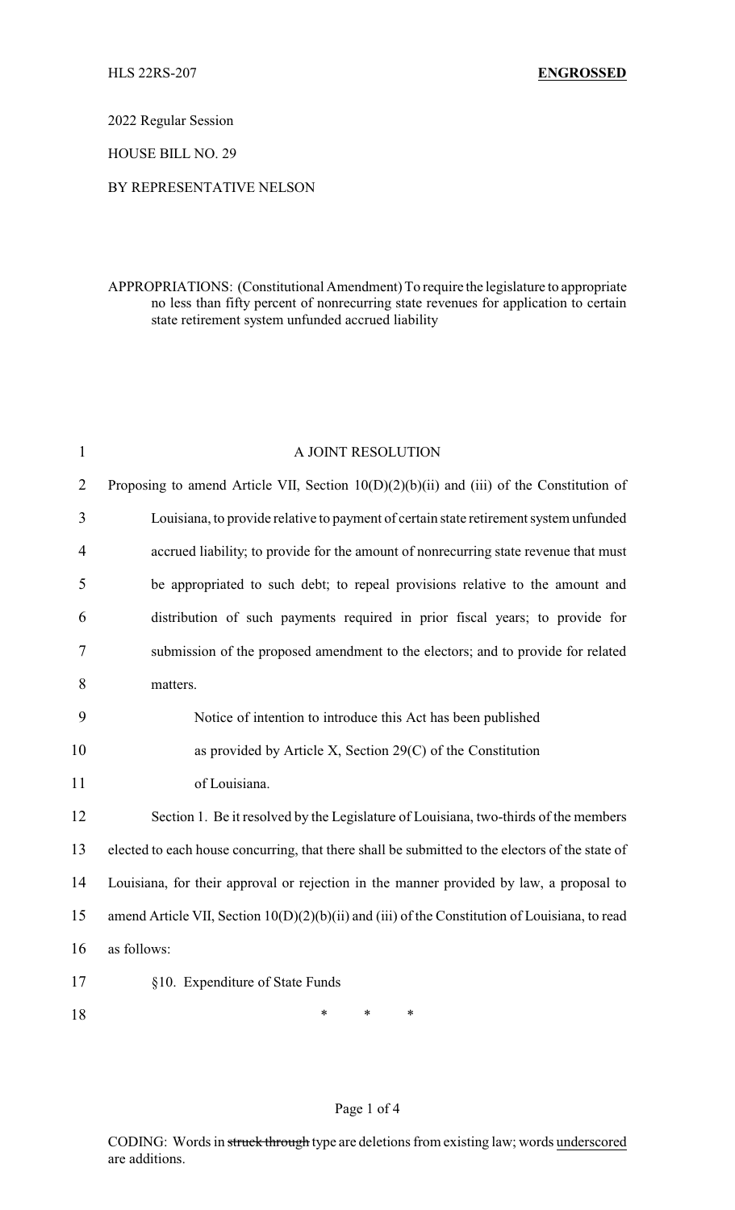HLS 22RS-207 **ENGROSSED**

2022 Regular Session

HOUSE BILL NO. 29

BY REPRESENTATIVE NELSON

APPROPRIATIONS: (Constitutional Amendment) To require the legislature to appropriate no less than fifty percent of nonrecurring state revenues for application to certain state retirement system unfunded accrued liability

A JOINT RESOLUTION

Proposing to amend Article VII, Section 10(D)(2)(b)(ii) and (iii) of the Constitution of Louisiana, to provide relative to payment of certain state retirement system unfunded accrued liability; to provide for the amount of nonrecurring state revenue that must be appropriated to such debt; to repeal provisions relative to the amount and distribution of such payments required in prior fiscal years; to provide for submission of the proposed amendment to the electors; and to provide for related matters.

Notice of intention to introduce this Act has been published as provided by Article X, Section 29(C) of the Constitution of Louisiana.

Section 1. Be it resolved by the Legislature of Louisiana, two-thirds of the members elected to each house concurring, that there shall be submitted to the electors of the state of Louisiana, for their approval or rejection in the manner provided by law, a proposal to amend Article VII, Section 10(D)(2)(b)(ii) and (iii) of the Constitution of Louisiana, to read as follows:

§10. Expenditure of State Funds

\* \* \*

CODING: Words in ~~struck through~~ type are deletions from existing law; words underscored are additions.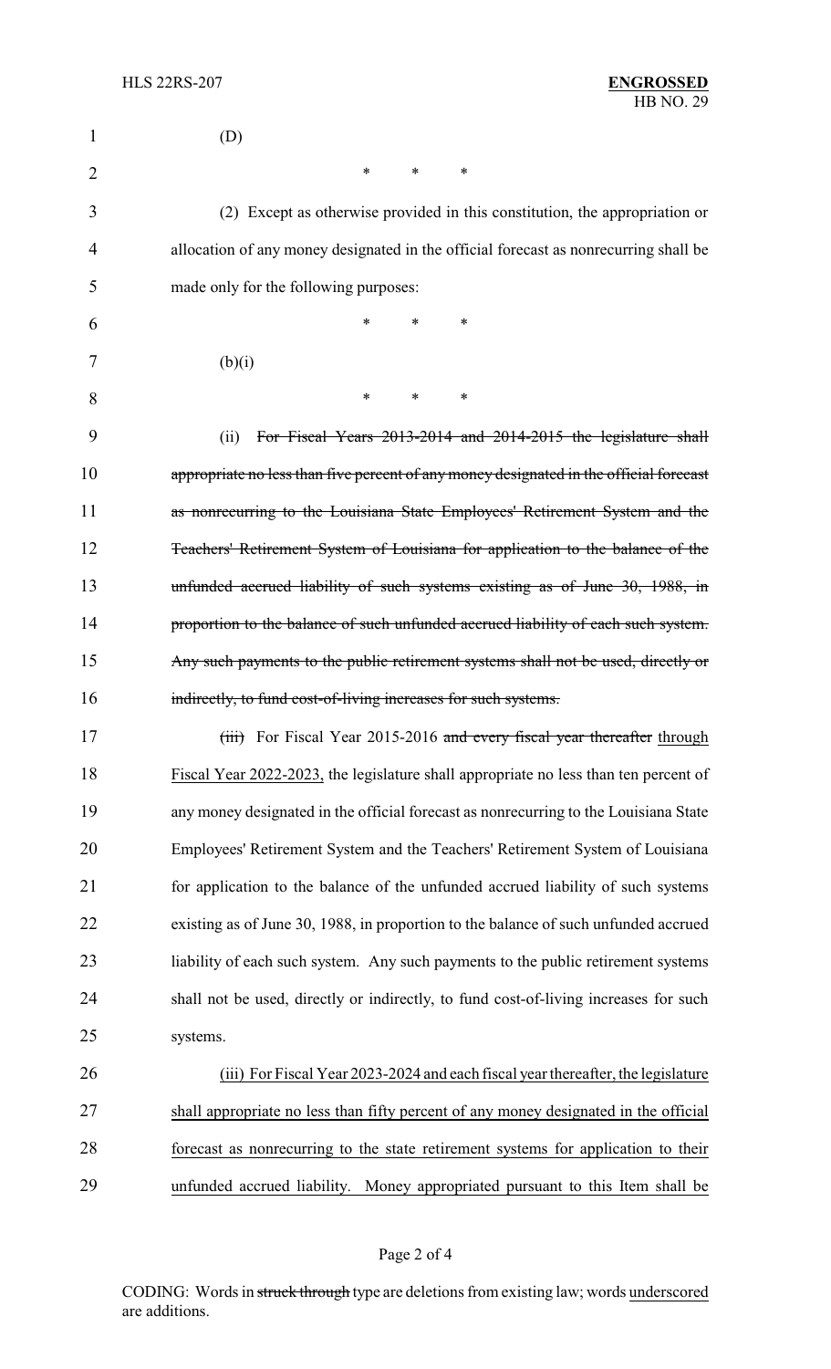(D)

\*        \*        \*

(2) Except as otherwise provided in this constitution, the appropriation or allocation of any money designated in the official forecast as nonrecurring shall be made only for the following purposes:

\*        \*        \*

(b)(i)

\*        \*        \*

(ii) ~~For Fiscal Years 2013-2014 and 2014-2015 the legislature shall appropriate no less than five percent of any money designated in the official forecast as nonrecurring to the Louisiana State Employees' Retirement System and the Teachers' Retirement System of Louisiana for application to the balance of the unfunded accrued liability of such systems existing as of June 30, 1988, in proportion to the balance of such unfunded accrued liability of each such system. Any such payments to the public retirement systems shall not be used, directly or indirectly, to fund cost-of-living increases for such systems.~~

~~(iii)~~ For Fiscal Year 2015-2016 ~~and every fiscal year thereafter~~ <u>through Fiscal Year 2022-2023,</u> the legislature shall appropriate no less than ten percent of any money designated in the official forecast as nonrecurring to the Louisiana State Employees' Retirement System and the Teachers' Retirement System of Louisiana for application to the balance of the unfunded accrued liability of such systems existing as of June 30, 1988, in proportion to the balance of such unfunded accrued liability of each such system. Any such payments to the public retirement systems shall not be used, directly or indirectly, to fund cost-of-living increases for such systems.

<u>(iii) For Fiscal Year 2023-2024 and each fiscal year thereafter, the legislature shall appropriate no less than fifty percent of any money designated in the official forecast as nonrecurring to the state retirement systems for application to their unfunded accrued liability. Money appropriated pursuant to this Item shall be</u>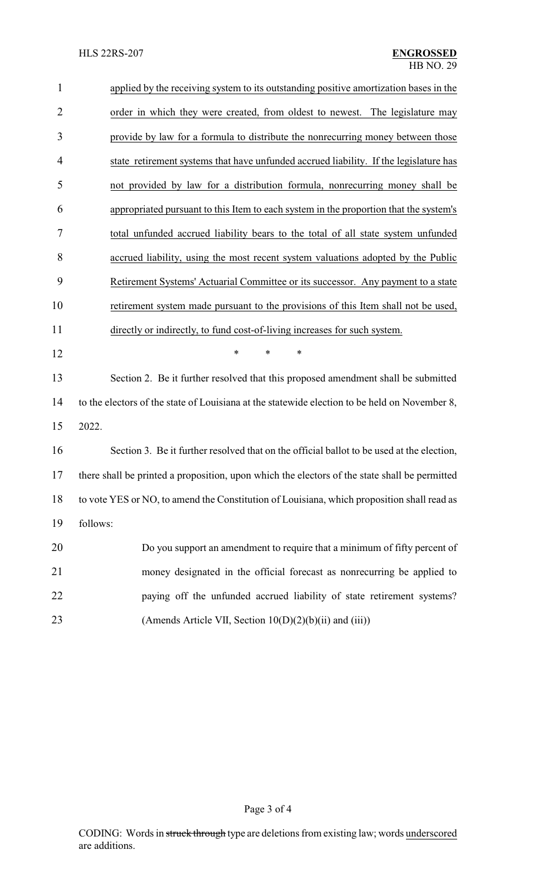applied by the receiving system to its outstanding positive amortization bases in the order in which they were created, from oldest to newest. The legislature may provide by law for a formula to distribute the nonrecurring money between those state retirement systems that have unfunded accrued liability. If the legislature has not provided by law for a distribution formula, nonrecurring money shall be appropriated pursuant to this Item to each system in the proportion that the system's total unfunded accrued liability bears to the total of all state system unfunded accrued liability, using the most recent system valuations adopted by the Public Retirement Systems' Actuarial Committee or its successor. Any payment to a state retirement system made pursuant to the provisions of this Item shall not be used, directly or indirectly, to fund cost-of-living increases for such system.

\* \* \*

Section 2. Be it further resolved that this proposed amendment shall be submitted to the electors of the state of Louisiana at the statewide election to be held on November 8, 2022.

Section 3. Be it further resolved that on the official ballot to be used at the election, there shall be printed a proposition, upon which the electors of the state shall be permitted to vote YES or NO, to amend the Constitution of Louisiana, which proposition shall read as follows:

> Do you support an amendment to require that a minimum of fifty percent of money designated in the official forecast as nonrecurring be applied to paying off the unfunded accrued liability of state retirement systems? (Amends Article VII, Section 10(D)(2)(b)(ii) and (iii))

CODING: Words in ~~struck through~~ type are deletions from existing law; words underscored are additions.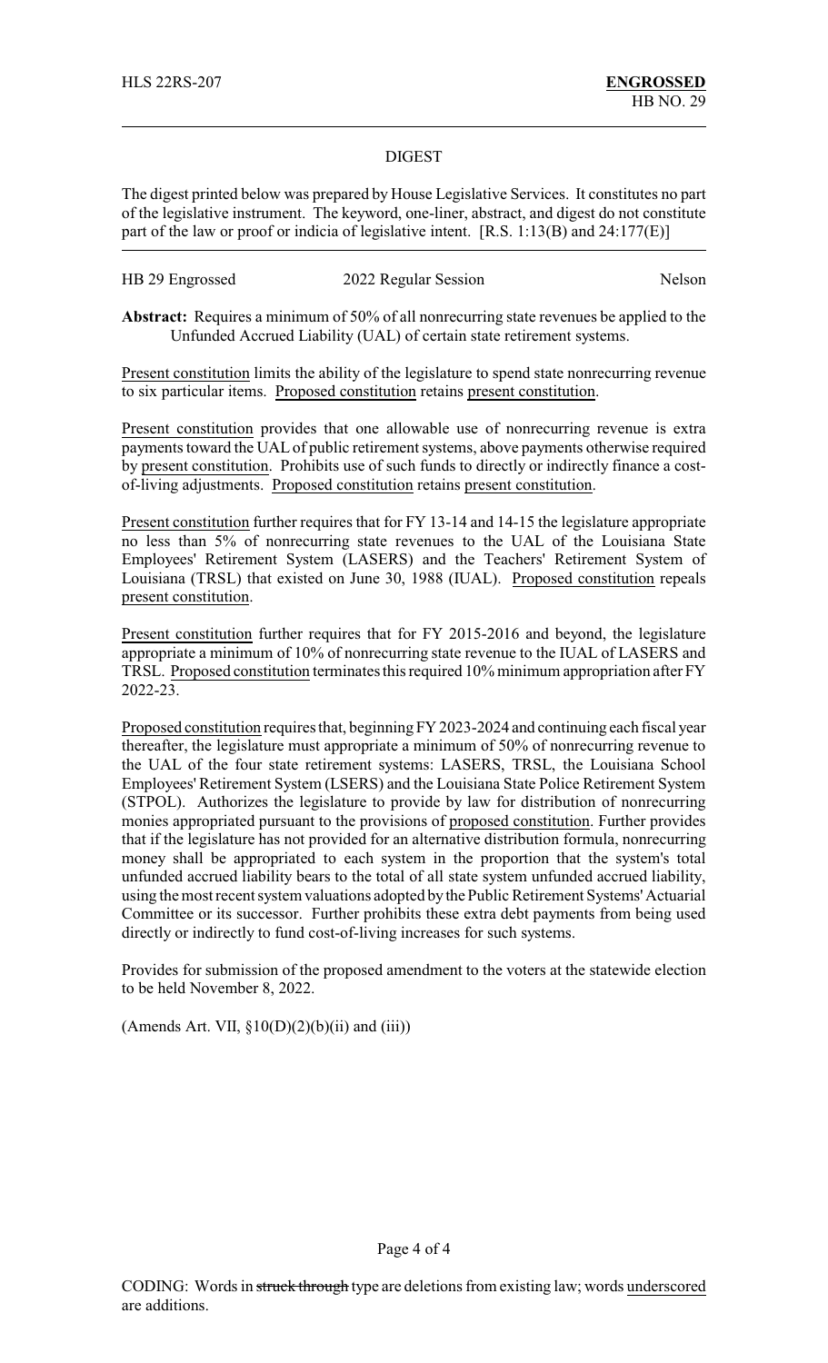HLS 22RS-207 **ENGROSSED**
HB NO. 29

## DIGEST

The digest printed below was prepared by House Legislative Services. It constitutes no part of the legislative instrument. The keyword, one-liner, abstract, and digest do not constitute part of the law or proof or indicia of legislative intent. [R.S. 1:13(B) and 24:177(E)]

HB 29 Engrossed 2022 Regular Session Nelson

**Abstract:** Requires a minimum of 50% of all nonrecurring state revenues be applied to the Unfunded Accrued Liability (UAL) of certain state retirement systems.

Present constitution limits the ability of the legislature to spend state nonrecurring revenue to six particular items. Proposed constitution retains present constitution.

Present constitution provides that one allowable use of nonrecurring revenue is extra payments toward the UAL of public retirement systems, above payments otherwise required by present constitution. Prohibits use of such funds to directly or indirectly finance a cost-of-living adjustments. Proposed constitution retains present constitution.

Present constitution further requires that for FY 13-14 and 14-15 the legislature appropriate no less than 5% of nonrecurring state revenues to the UAL of the Louisiana State Employees' Retirement System (LASERS) and the Teachers' Retirement System of Louisiana (TRSL) that existed on June 30, 1988 (IUAL). Proposed constitution repeals present constitution.

Present constitution further requires that for FY 2015-2016 and beyond, the legislature appropriate a minimum of 10% of nonrecurring state revenue to the IUAL of LASERS and TRSL. Proposed constitution terminates this required 10% minimum appropriation after FY 2022-23.

Proposed constitution requires that, beginning FY 2023-2024 and continuing each fiscal year thereafter, the legislature must appropriate a minimum of 50% of nonrecurring revenue to the UAL of the four state retirement systems: LASERS, TRSL, the Louisiana School Employees' Retirement System (LSERS) and the Louisiana State Police Retirement System (STPOL). Authorizes the legislature to provide by law for distribution of nonrecurring monies appropriated pursuant to the provisions of proposed constitution. Further provides that if the legislature has not provided for an alternative distribution formula, nonrecurring money shall be appropriated to each system in the proportion that the system's total unfunded accrued liability bears to the total of all state system unfunded accrued liability, using the most recent system valuations adopted by the Public Retirement Systems' Actuarial Committee or its successor. Further prohibits these extra debt payments from being used directly or indirectly to fund cost-of-living increases for such systems.

Provides for submission of the proposed amendment to the voters at the statewide election to be held November 8, 2022.

(Amends Art. VII, §10(D)(2)(b)(ii) and (iii))

CODING: Words in ~~struck through~~ type are deletions from existing law; words underscored are additions.